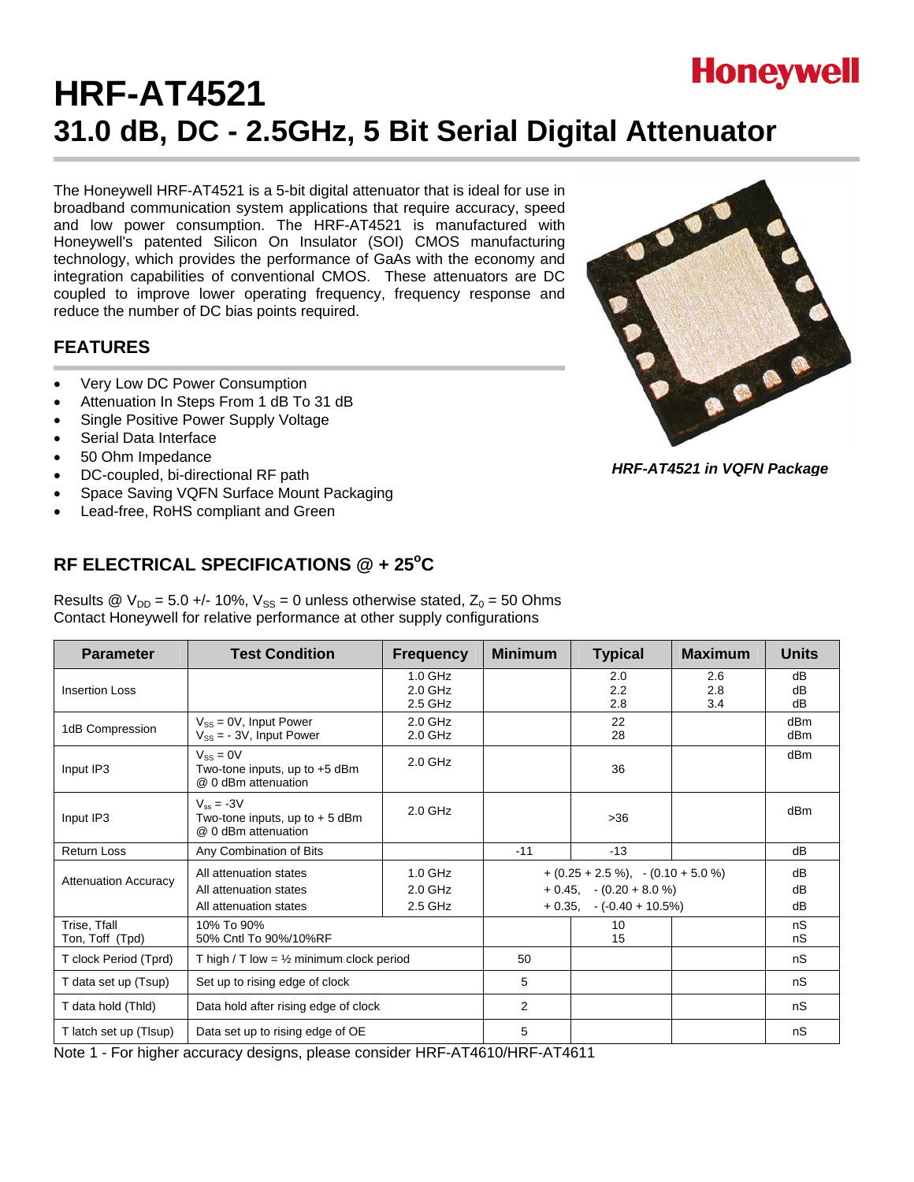Honeywell

# HRF-AT4521
# 31.0 dB, DC - 2.5GHz, 5 Bit Serial Digital Attenuator

The Honeywell HRF-AT4521 is a 5-bit digital attenuator that is ideal for use in broadband communication system applications that require accuracy, speed and low power consumption. The HRF-AT4521 is manufactured with Honeywell's patented Silicon On Insulator (SOI) CMOS manufacturing technology, which provides the performance of GaAs with the economy and integration capabilities of conventional CMOS. These attenuators are DC coupled to improve lower operating frequency, frequency response and reduce the number of DC bias points required.

*HRF-AT4521 in VQFN Package*

## FEATURES

- Very Low DC Power Consumption
- Attenuation In Steps From 1 dB To 31 dB
- Single Positive Power Supply Voltage
- Serial Data Interface
- 50 Ohm Impedance
- DC-coupled, bi-directional RF path
- Space Saving VQFN Surface Mount Packaging
- Lead-free, RoHS compliant and Green

## RF ELECTRICAL SPECIFICATIONS @ + 25°C

Results @ $V_{DD}$ = 5.0 +/- 10%, $V_{SS}$ = 0 unless otherwise stated, $Z_0$ = 50 Ohms
Contact Honeywell for relative performance at other supply configurations

| Parameter | Test Condition | Frequency | Minimum | Typical | Maximum | Units |
|---|---|---|---|---|---|---|
| Insertion Loss | | 1.0 GHz<br>2.0 GHz<br>2.5 GHz | | 2.0<br>2.2<br>2.8 | 2.6<br>2.8<br>3.4 | dB<br>dB<br>dB |
| 1dB Compression | $V_{SS}$ = 0V, Input Power<br>$V_{SS}$ = - 3V, Input Power | 2.0 GHz<br>2.0 GHz | | 22<br>28 | | dBm<br>dBm |
| Input IP3 | $V_{SS}$ = 0V<br>Two-tone inputs, up to +5 dBm<br>@ 0 dBm attenuation | 2.0 GHz | | 36 | | dBm |
| Input IP3 | $V_{ss}$ = -3V<br>Two-tone inputs, up to + 5 dBm<br>@ 0 dBm attenuation | 2.0 GHz | | >36 | | dBm |
| Return Loss | Any Combination of Bits | | -11 | -13 | | dB |
| Attenuation Accuracy | All attenuation states<br>All attenuation states<br>All attenuation states | 1.0 GHz<br>2.0 GHz<br>2.5 GHz | + (0.25 + 2.5 %), - (0.10 + 5.0 %)<br>+ 0.45, - (0.20 + 8.0 %)<br>+ 0.35, - (-0.40 + 10.5%) | | | dB<br>dB<br>dB |
| Trise, Tfall<br>Ton, Toff (Tpd) | 10% To 90%<br>50% Cntl To 90%/10%RF | | | 10<br>15 | | nS<br>nS |
| T clock Period (Tprd) | T high / T low = ½ minimum clock period | | 50 | | | nS |
| T data set up (Tsup) | Set up to rising edge of clock | | 5 | | | nS |
| T data hold (Thld) | Data hold after rising edge of clock | | 2 | | | nS |
| T latch set up (Tlsup) | Data set up to rising edge of OE | | 5 | | | nS |

Note 1 - For higher accuracy designs, please consider HRF-AT4610/HRF-AT4611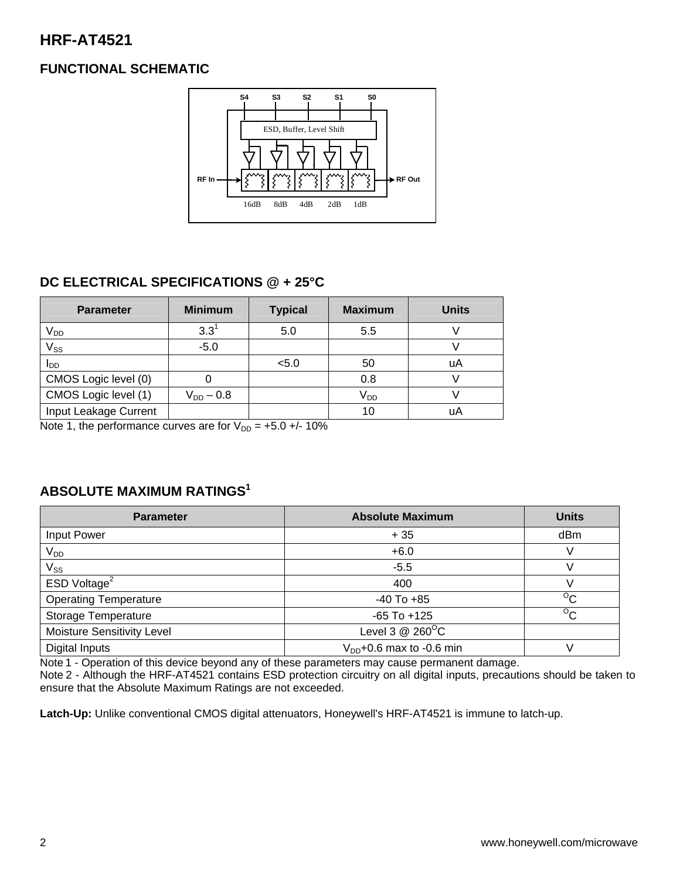## HRF-AT4521

### FUNCTIONAL SCHEMATIC

S4 S3 S2 S1 S0

ESD, Buffer, Level Shift

RF In → RF Out

16dB 8dB 4dB 2dB 1dB

### DC ELECTRICAL SPECIFICATIONS @ + 25°C

| Parameter | Minimum | Typical | Maximum | Units |
|---|---|---|---|---|
| $V_{DD}$ | 3.3[1] | 5.0 | 5.5 | V |
| $V_{SS}$ | -5.0 | | | V |
| $I_{DD}$ | | <5.0 | 50 | uA |
| CMOS Logic level (0) | 0 | | 0.8 | V |
| CMOS Logic level (1) | $V_{DD}$ – 0.8 | | $V_{DD}$ | V |
| Input Leakage Current | | | 10 | uA |

Note 1, the performance curves are for $V_{DD}$ = +5.0 +/- 10%

### ABSOLUTE MAXIMUM RATINGS[1]

| Parameter | Absolute Maximum | Units |
|---|---|---|
| Input Power | + 35 | dBm |
| $V_{DD}$ | +6.0 | V |
| $V_{SS}$ | -5.5 | V |
| ESD Voltage[2] | 400 | V |
| Operating Temperature | -40 To +85 | $^{O}$C |
| Storage Temperature | -65 To +125 | $^{O}$C |
| Moisture Sensitivity Level | Level 3 @ 260$^{O}$C | |
| Digital Inputs | $V_{DD}$+0.6 max to -0.6 min | V |

Note 1 - Operation of this device beyond any of these parameters may cause permanent damage.
Note 2 - Although the HRF-AT4521 contains ESD protection circuitry on all digital inputs, precautions should be taken to ensure that the Absolute Maximum Ratings are not exceeded.

**Latch-Up:** Unlike conventional CMOS digital attenuators, Honeywell's HRF-AT4521 is immune to latch-up.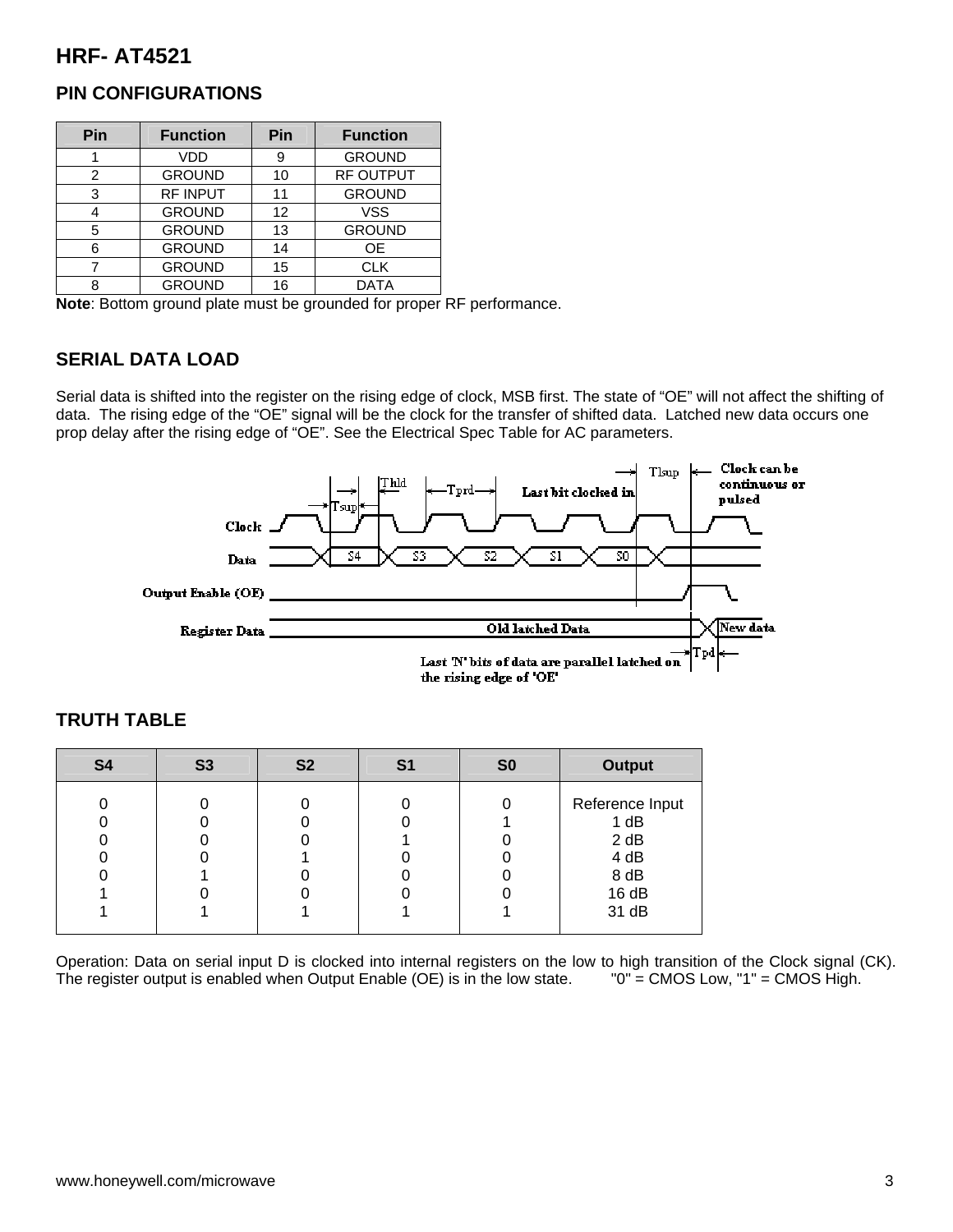# HRF- AT4521

## PIN CONFIGURATIONS

| Pin | Function | Pin | Function |
|---|---|---|---|
| 1 | VDD | 9 | GROUND |
| 2 | GROUND | 10 | RF OUTPUT |
| 3 | RF INPUT | 11 | GROUND |
| 4 | GROUND | 12 | VSS |
| 5 | GROUND | 13 | GROUND |
| 6 | GROUND | 14 | OE |
| 7 | GROUND | 15 | CLK |
| 8 | GROUND | 16 | DATA |

**Note**: Bottom ground plate must be grounded for proper RF performance.

## SERIAL DATA LOAD

Serial data is shifted into the register on the rising edge of clock, MSB first. The state of “OE” will not affect the shifting of data. The rising edge of the “OE” signal will be the clock for the transfer of shifted data. Latched new data occurs one prop delay after the rising edge of “OE”. See the Electrical Spec Table for AC parameters.

Clock, Data, Output Enable (OE), Register Data — Tsup, Thld, Tprd, Last bit clocked in, Tlsup, Clock can be continuous or pulsed, S4, S3, S2, S1, S0, Old latched Data, New data, Tpd, Last 'N' bits of data are parallel latched on the rising edge of 'OE'

## TRUTH TABLE

| S4 | S3 | S2 | S1 | S0 | Output |
|---|---|---|---|---|---|
| 0 | 0 | 0 | 0 | 0 | Reference Input |
| 0 | 0 | 0 | 0 | 1 | 1 dB |
| 0 | 0 | 0 | 1 | 0 | 2 dB |
| 0 | 0 | 1 | 0 | 0 | 4 dB |
| 0 | 1 | 0 | 0 | 0 | 8 dB |
| 1 | 0 | 0 | 0 | 0 | 16 dB |
| 1 | 1 | 1 | 1 | 1 | 31 dB |

Operation: Data on serial input D is clocked into internal registers on the low to high transition of the Clock signal (CK). The register output is enabled when Output Enable (OE) is in the low state. "0" = CMOS Low, "1" = CMOS High.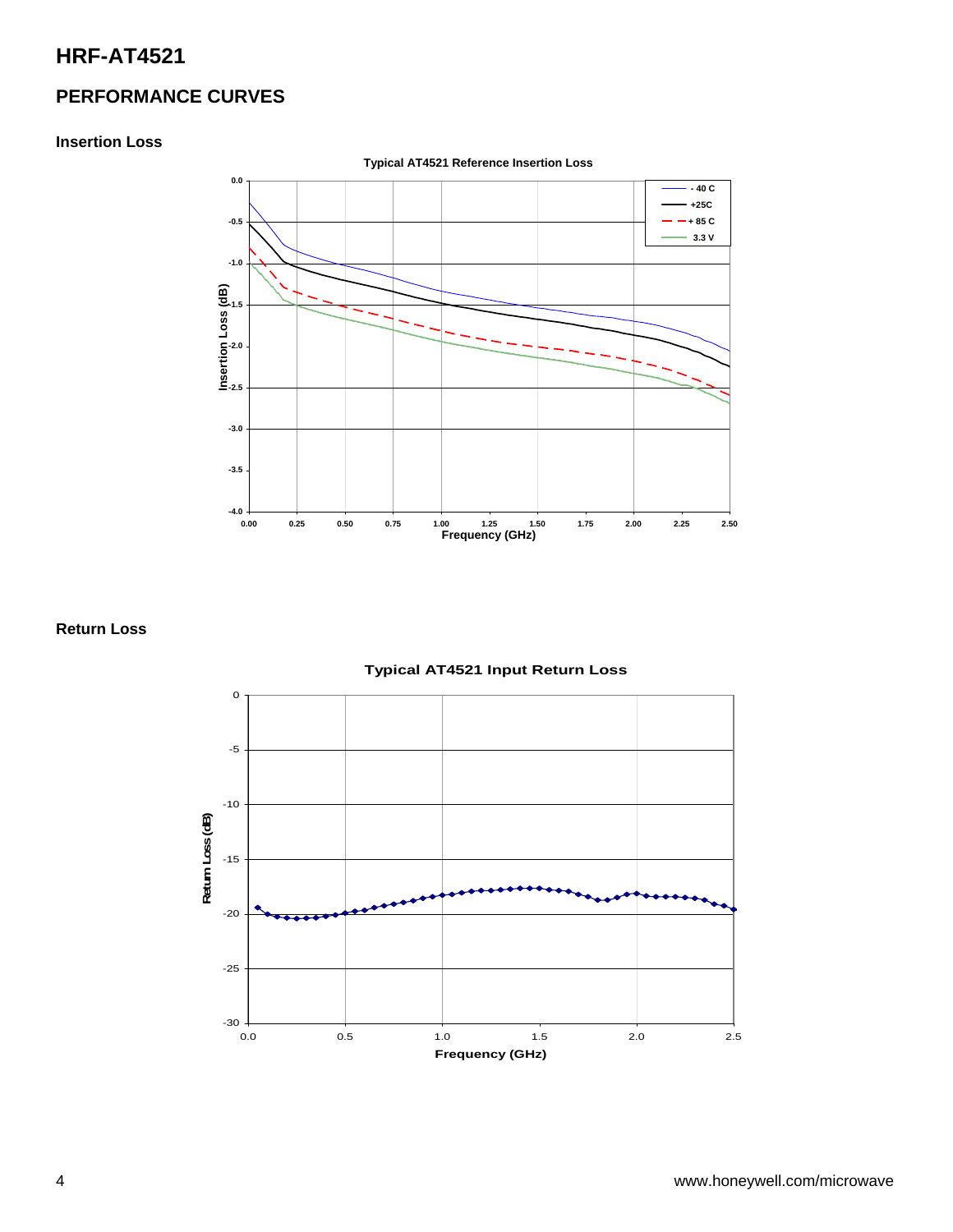# HRF-AT4521

## PERFORMANCE CURVES

### Insertion Loss

Typical AT4521 Reference Insertion Loss

### Return Loss

Typical AT4521 Input Return Loss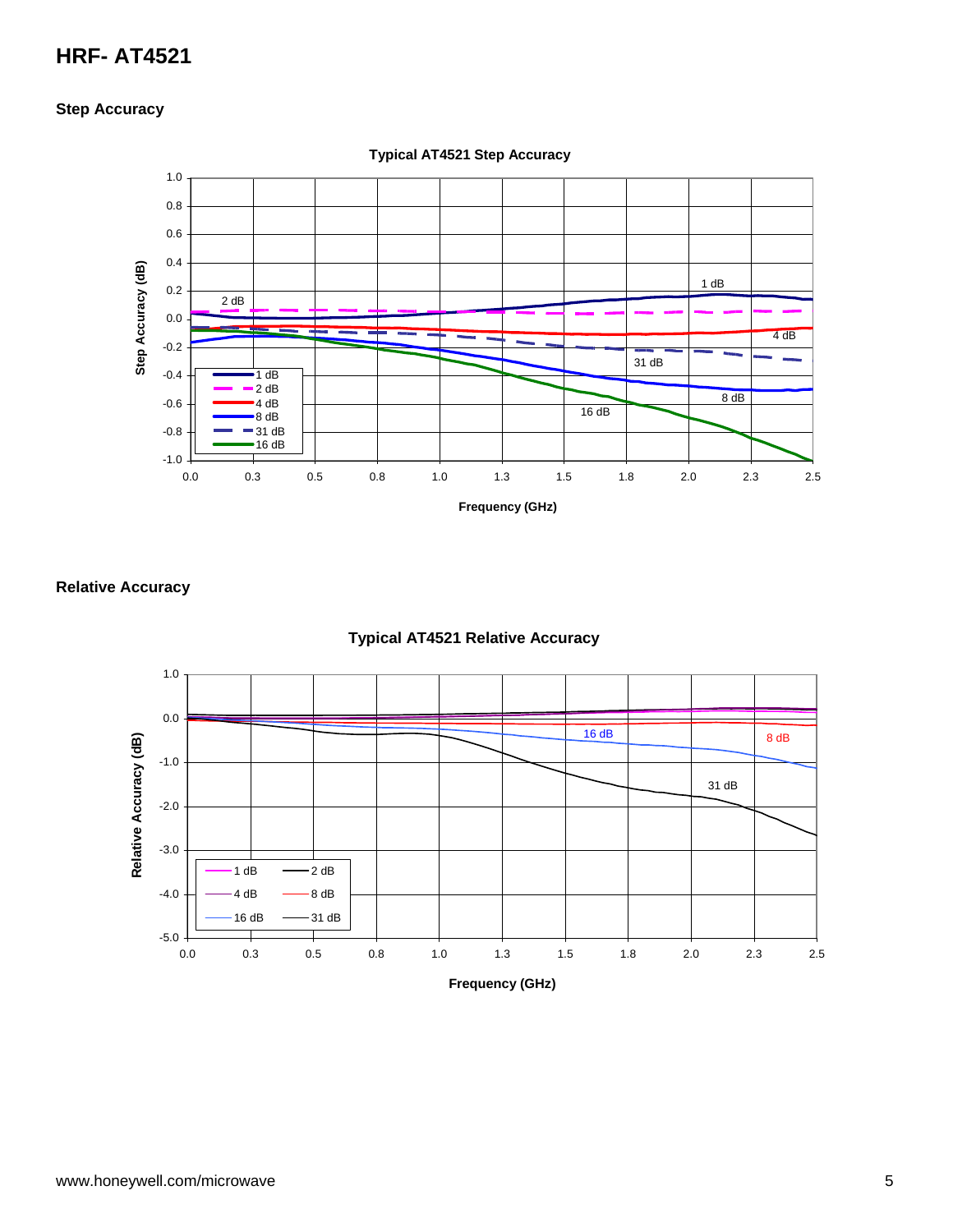## Step Accuracy

**Typical AT4521 Step Accuracy**

## Relative Accuracy

**Typical AT4521 Relative Accuracy**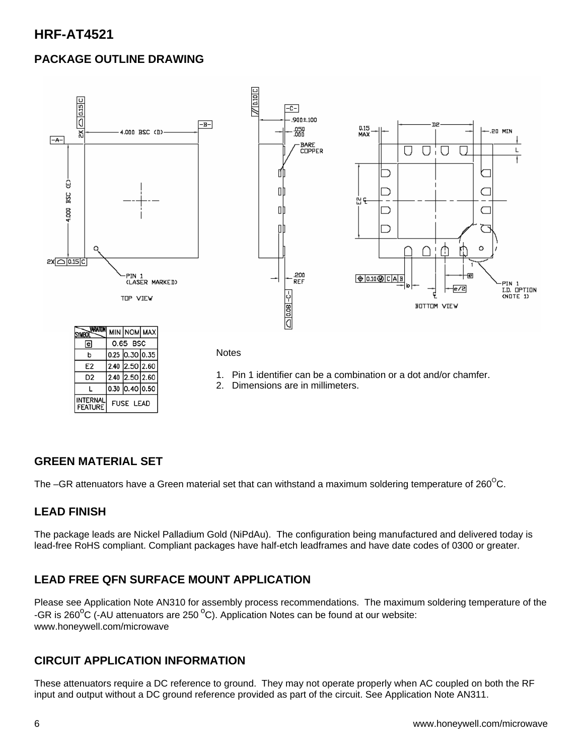# HRF-AT4521

## PACKAGE OUTLINE DRAWING

| SYMBOL \ VARIATION | MIN | NOM | MAX |
|---|---|---|---|
| e | 0.65 BSC | | |
| b | 0.25 | 0.30 | 0.35 |
| E2 | 2.40 | 2.50 | 2.60 |
| D2 | 2.40 | 2.50 | 2.60 |
| L | 0.30 | 0.40 | 0.50 |
| INTERNAL FEATURE | FUSE LEAD | | |

Notes

1. Pin 1 identifier can be a combination or a dot and/or chamfer.
2. Dimensions are in millimeters.

## GREEN MATERIAL SET

The –GR attenuators have a Green material set that can withstand a maximum soldering temperature of 260°C.

## LEAD FINISH

The package leads are Nickel Palladium Gold (NiPdAu). The configuration being manufactured and delivered today is lead-free RoHS compliant. Compliant packages have half-etch leadframes and have date codes of 0300 or greater.

## LEAD FREE QFN SURFACE MOUNT APPLICATION

Please see Application Note AN310 for assembly process recommendations. The maximum soldering temperature of the -GR is 260°C (-AU attenuators are 250 °C). Application Notes can be found at our website: www.honeywell.com/microwave

## CIRCUIT APPLICATION INFORMATION

These attenuators require a DC reference to ground. They may not operate properly when AC coupled on both the RF input and output without a DC ground reference provided as part of the circuit. See Application Note AN311.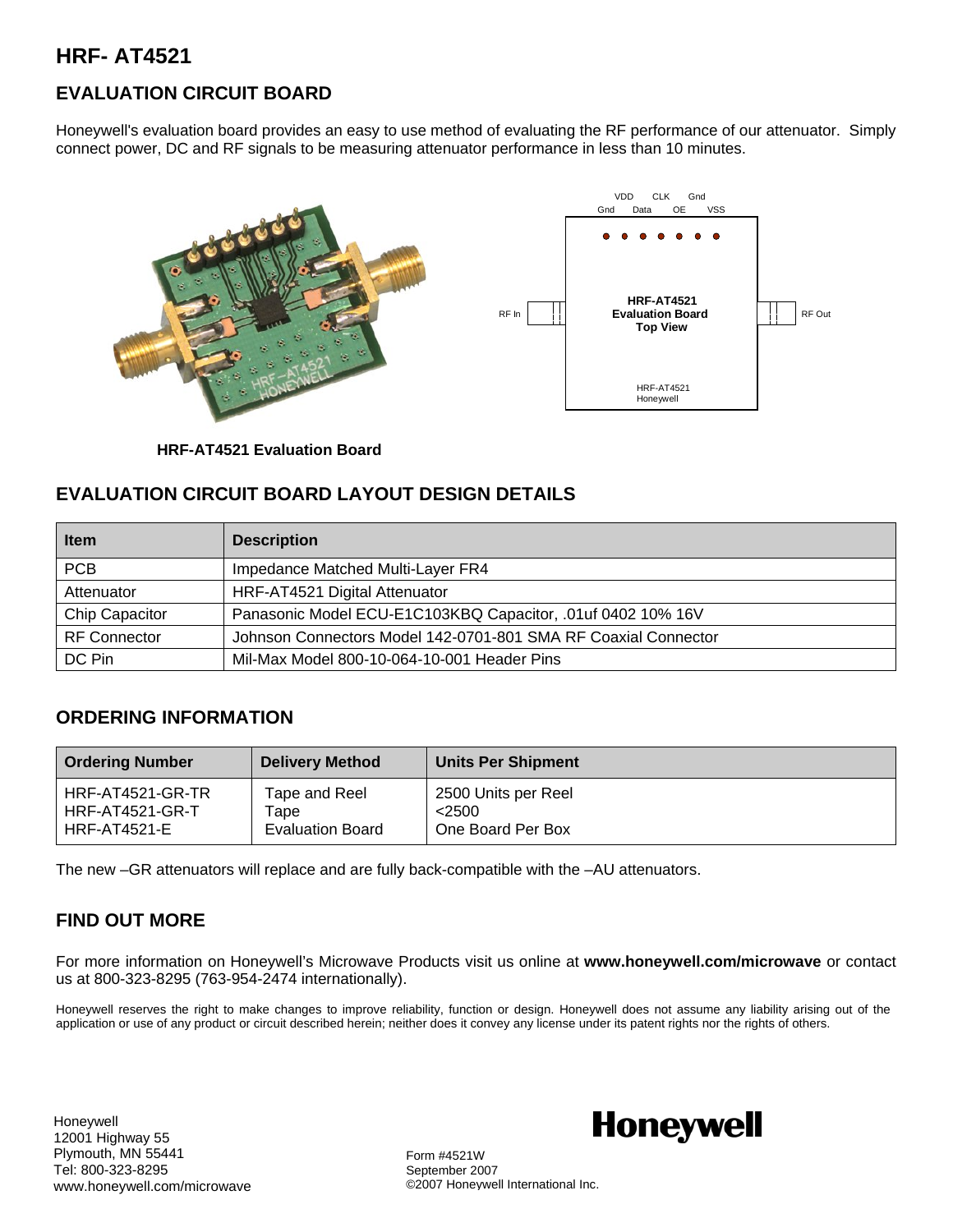# HRF- AT4521

## EVALUATION CIRCUIT BOARD

Honeywell's evaluation board provides an easy to use method of evaluating the RF performance of our attenuator. Simply connect power, DC and RF signals to be measuring attenuator performance in less than 10 minutes.

VDD CLK Gnd
Gnd Data OE VSS

RF In

HRF-AT4521
Evaluation Board
Top View

RF Out

HRF-AT4521
Honeywell

**HRF-AT4521 Evaluation Board**

## EVALUATION CIRCUIT BOARD LAYOUT DESIGN DETAILS

| Item | Description |
|---|---|
| PCB | Impedance Matched Multi-Layer FR4 |
| Attenuator | HRF-AT4521 Digital Attenuator |
| Chip Capacitor | Panasonic Model ECU-E1C103KBQ Capacitor, .01uf 0402 10% 16V |
| RF Connector | Johnson Connectors Model 142-0701-801 SMA RF Coaxial Connector |
| DC Pin | Mil-Max Model 800-10-064-10-001 Header Pins |

## ORDERING INFORMATION

| Ordering Number | Delivery Method | Units Per Shipment |
|---|---|---|
| HRF-AT4521-GR-TR | Tape and Reel | 2500 Units per Reel |
| HRF-AT4521-GR-T | Tape | <2500 |
| HRF-AT4521-E | Evaluation Board | One Board Per Box |

The new –GR attenuators will replace and are fully back-compatible with the –AU attenuators.

## FIND OUT MORE

For more information on Honeywell's Microwave Products visit us online at **www.honeywell.com/microwave** or contact us at 800-323-8295 (763-954-2474 internationally).

Honeywell reserves the right to make changes to improve reliability, function or design. Honeywell does not assume any liability arising out of the application or use of any product or circuit described herein; neither does it convey any license under its patent rights nor the rights of others.

Honeywell
12001 Highway 55
Plymouth, MN 55441
Tel: 800-323-8295
www.honeywell.com/microwave

Form #4521W
September 2007
©2007 Honeywell International Inc.

**Honeywell**